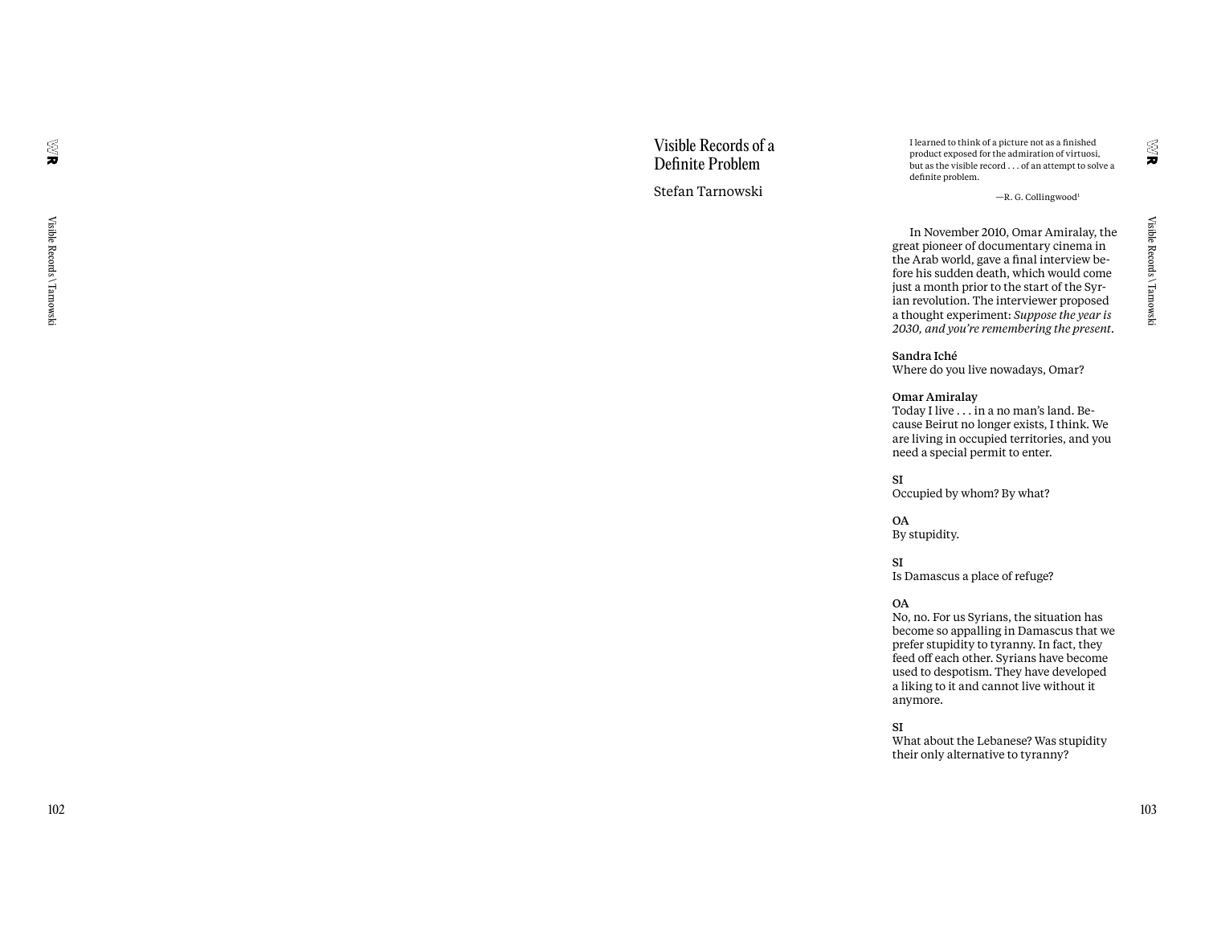# Visible Records of a Definite Problem

Stefan Tarnowski

> I learned to think of a picture not as a finished product exposed for the admiration of virtuosi, but as the visible record . . . of an attempt to solve a definite problem.
>
> —R. G. Collingwood[1]

In November 2010, Omar Amiralay, the great pioneer of documentary cinema in the Arab world, gave a final interview before his sudden death, which would come just a month prior to the start of the Syrian revolution. The interviewer proposed a thought experiment: *Suppose the year is 2030, and you're remembering the present*.

**Sandra Iché**
Where do you live nowadays, Omar?

**Omar Amiralay**
Today I live . . . in a no man's land. Because Beirut no longer exists, I think. We are living in occupied territories, and you need a special permit to enter.

**SI**
Occupied by whom? By what?

**OA**
By stupidity.

**SI**
Is Damascus a place of refuge?

**OA**
No, no. For us Syrians, the situation has become so appalling in Damascus that we prefer stupidity to tyranny. In fact, they feed off each other. Syrians have become used to despotism. They have developed a liking to it and cannot live without it anymore.

**SI**
What about the Lebanese? Was stupidity their only alternative to tyranny?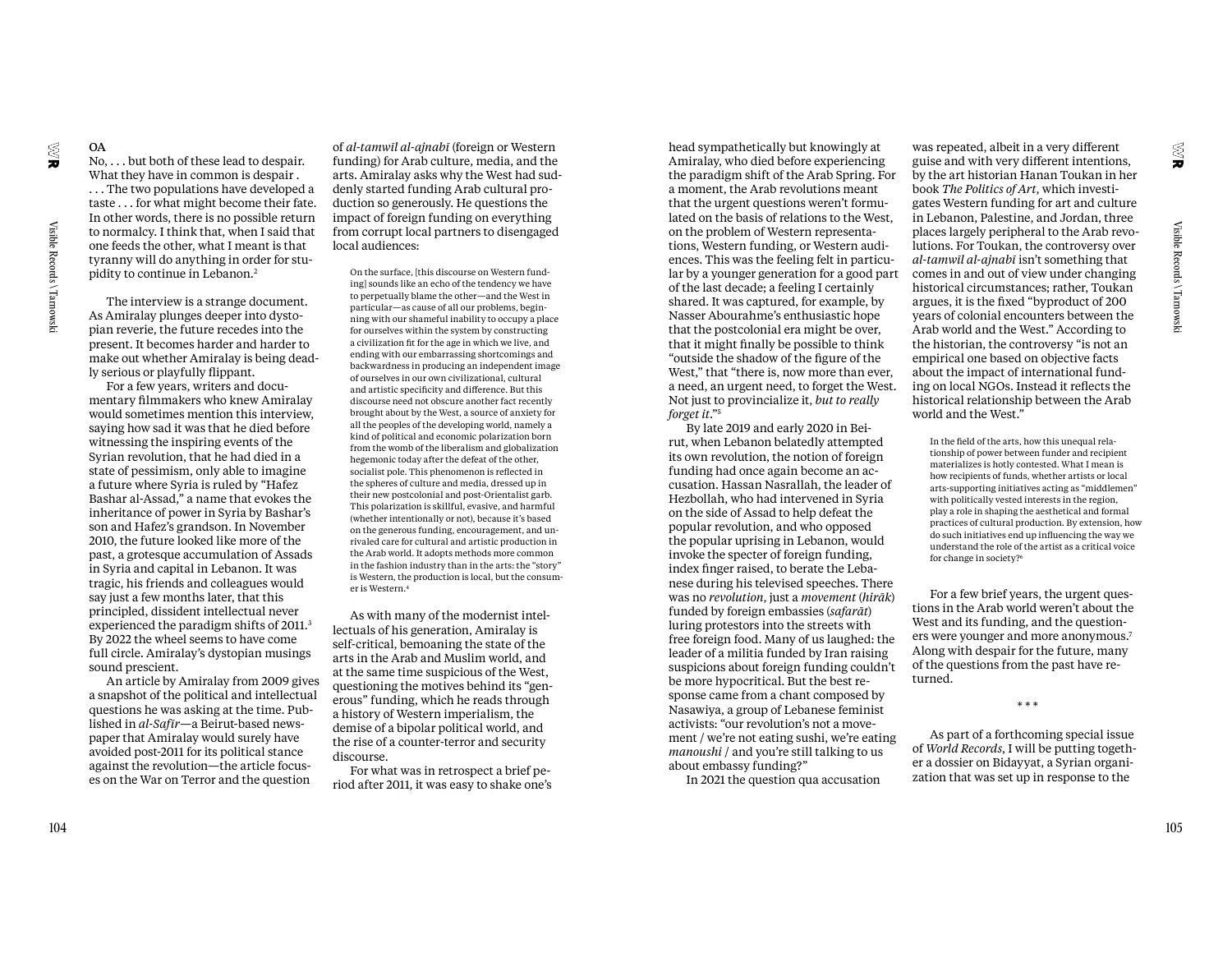**OA**
No, . . . but both of these lead to despair. What they have in common is despair . . . . The two populations have developed a taste . . . for what might become their fate. In other words, there is no possible return to normalcy. I think that, when I said that one feeds the other, what I meant is that tyranny will do anything in order for stupidity to continue in Lebanon.[2]

The interview is a strange document. As Amiralay plunges deeper into dystopian reverie, the future recedes into the present. It becomes harder and harder to make out whether Amiralay is being deadly serious or playfully flippant.

For a few years, writers and documentary filmmakers who knew Amiralay would sometimes mention this interview, saying how sad it was that he died before witnessing the inspiring events of the Syrian revolution, that he had died in a state of pessimism, only able to imagine a future where Syria is ruled by "Hafez Bashar al-Assad," a name that evokes the inheritance of power in Syria by Bashar's son and Hafez's grandson. In November 2010, the future looked like more of the past, a grotesque accumulation of Assads in Syria and capital in Lebanon. It was tragic, his friends and colleagues would say just a few months later, that this principled, dissident intellectual never experienced the paradigm shifts of 2011.[3] By 2022 the wheel seems to have come full circle. Amiralay's dystopian musings sound prescient.

An article by Amiralay from 2009 gives a snapshot of the political and intellectual questions he was asking at the time. Published in *al-Safīr*—a Beirut-based newspaper that Amiralay would surely have avoided post-2011 for its political stance against the revolution—the article focuses on the War on Terror and the question of *al-tamwīl al-ajnabī* (foreign or Western funding) for Arab culture, media, and the arts. Amiralay asks why the West had suddenly started funding Arab cultural production so generously. He questions the impact of foreign funding on everything from corrupt local partners to disengaged local audiences:

> On the surface, [this discourse on Western funding] sounds like an echo of the tendency we have to perpetually blame the other—and the West in particular—as cause of all our problems, beginning with our shameful inability to occupy a place for ourselves within the system by constructing a civilization fit for the age in which we live, and ending with our embarrassing shortcomings and backwardness in producing an independent image of ourselves in our own civilizational, cultural and artistic specificity and difference. But this discourse need not obscure another fact recently brought about by the West, a source of anxiety for all the peoples of the developing world, namely a kind of political and economic polarization born from the womb of the liberalism and globalization hegemonic today after the defeat of the other, socialist pole. This phenomenon is reflected in the spheres of culture and media, dressed up in their new postcolonial and post-Orientalist garb. This polarization is skillful, evasive, and harmful (whether intentionally or not), because it's based on the generous funding, encouragement, and unrivaled care for cultural and artistic production in the Arab world. It adopts methods more common in the fashion industry than in the arts: the "story" is Western, the production is local, but the consumer is Western.[4]

As with many of the modernist intellectuals of his generation, Amiralay is self-critical, bemoaning the state of the arts in the Arab and Muslim world, and at the same time suspicious of the West, questioning the motives behind its "generous" funding, which he reads through a history of Western imperialism, the demise of a bipolar political world, and the rise of a counter-terror and security discourse.

For what was in retrospect a brief period after 2011, it was easy to shake one's head sympathetically but knowingly at Amiralay, who died before experiencing the paradigm shift of the Arab Spring. For a moment, the Arab revolutions meant that the urgent questions weren't formulated on the basis of relations to the West, on the problem of Western representations, Western funding, or Western audiences. This was the feeling felt in particular by a younger generation for a good part of the last decade; a feeling I certainly shared. It was captured, for example, by Nasser Abourahme's enthusiastic hope that the postcolonial era might be over, that it might finally be possible to think "outside the shadow of the figure of the West," that "there is, now more than ever, a need, an urgent need, to forget the West. Not just to provincialize it, *but to really forget it*."[5]

By late 2019 and early 2020 in Beirut, when Lebanon belatedly attempted its own revolution, the notion of foreign funding had once again become an accusation. Hassan Nasrallah, the leader of Hezbollah, who had intervened in Syria on the side of Assad to help defeat the popular revolution, and who opposed the popular uprising in Lebanon, would invoke the specter of foreign funding, index finger raised, to berate the Lebanese during his televised speeches. There was no *revolution*, just a *movement* (*hirāk*) funded by foreign embassies (*safarāt*) luring protestors into the streets with free foreign food. Many of us laughed: the leader of a militia funded by Iran raising suspicions about foreign funding couldn't be more hypocritical. But the best response came from a chant composed by Nasawiya, a group of Lebanese feminist activists: "our revolution's not a movement / we're not eating sushi, we're eating *manoushi* / and you're still talking to us about embassy funding?"

In 2021 the question qua accusation was repeated, albeit in a very different guise and with very different intentions, by the art historian Hanan Toukan in her book *The Politics of Art*, which investigates Western funding for art and culture in Lebanon, Palestine, and Jordan, three places largely peripheral to the Arab revolutions. For Toukan, the controversy over *al-tamwīl al-ajnabī* isn't something that comes in and out of view under changing historical circumstances; rather, Toukan argues, it is the fixed "byproduct of 200 years of colonial encounters between the Arab world and the West." According to the historian, the controversy "is not an empirical one based on objective facts about the impact of international funding on local NGOs. Instead it reflects the historical relationship between the Arab world and the West."

> In the field of the arts, how this unequal relationship of power between funder and recipient materializes is hotly contested. What I mean is how recipients of funds, whether artists or local arts-supporting initiatives acting as "middlemen" with politically vested interests in the region, play a role in shaping the aesthetical and formal practices of cultural production. By extension, how do such initiatives end up influencing the way we understand the role of the artist as a critical voice for change in society?[6]

For a few brief years, the urgent questions in the Arab world weren't about the West and its funding, and the questioners were younger and more anonymous.[7] Along with despair for the future, many of the questions from the past have returned.

\* \* \*

As part of a forthcoming special issue of *World Records*, I will be putting together a dossier on Bidayyat, a Syrian organization that was set up in response to the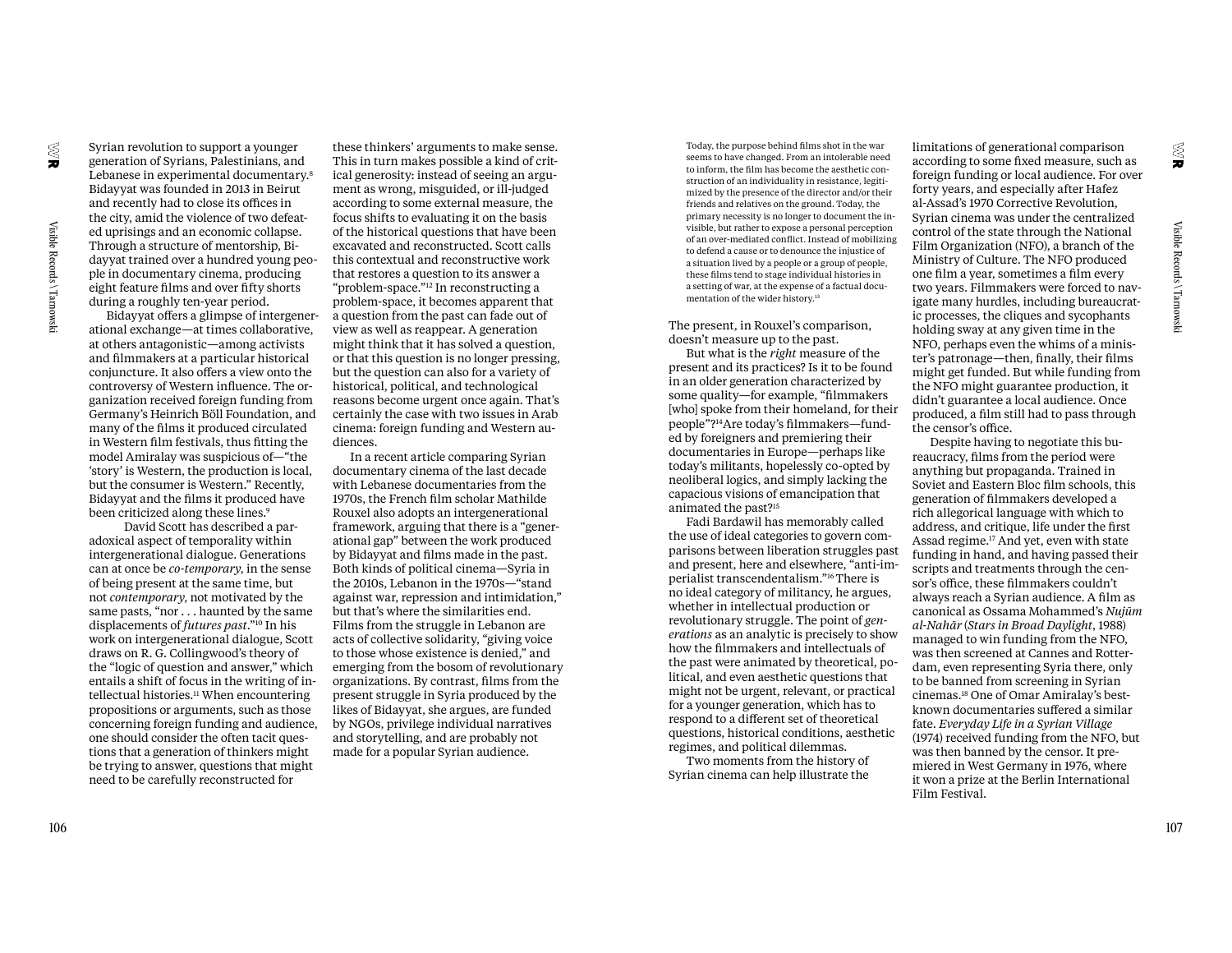Syrian revolution to support a younger generation of Syrians, Palestinians, and Lebanese in experimental documentary.[8] Bidayyat was founded in 2013 in Beirut and recently had to close its offices in the city, amid the violence of two defeated uprisings and an economic collapse. Through a structure of mentorship, Bidayyat trained over a hundred young people in documentary cinema, producing eight feature films and over fifty shorts during a roughly ten-year period.

Bidayyat offers a glimpse of intergenerational exchange—at times collaborative, at others antagonistic—among activists and filmmakers at a particular historical conjuncture. It also offers a view onto the controversy of Western influence. The organization received foreign funding from Germany's Heinrich Böll Foundation, and many of the films it produced circulated in Western film festivals, thus fitting the model Amiralay was suspicious of—"the 'story' is Western, the production is local, but the consumer is Western." Recently, Bidayyat and the films it produced have been criticized along these lines.[9]

David Scott has described a paradoxical aspect of temporality within intergenerational dialogue. Generations can at once be *co-temporary*, in the sense of being present at the same time, but not *contemporary*, not motivated by the same pasts, "nor . . . haunted by the same displacements of *futures past*."[10] In his work on intergenerational dialogue, Scott draws on R. G. Collingwood's theory of the "logic of question and answer," which entails a shift of focus in the writing of intellectual histories.[11] When encountering propositions or arguments, such as those concerning foreign funding and audience, one should consider the often tacit questions that a generation of thinkers might be trying to answer, questions that might need to be carefully reconstructed for these thinkers' arguments to make sense. This in turn makes possible a kind of critical generosity: instead of seeing an argument as wrong, misguided, or ill-judged according to some external measure, the focus shifts to evaluating it on the basis of the historical questions that have been excavated and reconstructed. Scott calls this contextual and reconstructive work that restores a question to its answer a "problem-space."[12] In reconstructing a problem-space, it becomes apparent that a question from the past can fade out of view as well as reappear. A generation might think that it has solved a question, or that this question is no longer pressing, but the question can also for a variety of historical, political, and technological reasons become urgent once again. That's certainly the case with two issues in Arab cinema: foreign funding and Western audiences.

In a recent article comparing Syrian documentary cinema of the last decade with Lebanese documentaries from the 1970s, the French film scholar Mathilde Rouxel also adopts an intergenerational framework, arguing that there is a "generational gap" between the work produced by Bidayyat and films made in the past. Both kinds of political cinema—Syria in the 2010s, Lebanon in the 1970s—"stand against war, repression and intimidation," but that's where the similarities end. Films from the struggle in Lebanon are acts of collective solidarity, "giving voice to those whose existence is denied," and emerging from the bosom of revolutionary organizations. By contrast, films from the present struggle in Syria produced by the likes of Bidayyat, she argues, are funded by NGOs, privilege individual narratives and storytelling, and are probably not made for a popular Syrian audience.

> Today, the purpose behind films shot in the war seems to have changed. From an intolerable need to inform, the film has become the aesthetic construction of an individuality in resistance, legitimized by the presence of the director and/or their friends and relatives on the ground. Today, the primary necessity is no longer to document the invisible, but rather to expose a personal perception of an over-mediated conflict. Instead of mobilizing to defend a cause or to denounce the injustice of a situation lived by a people or a group of people, these films tend to stage individual histories in a setting of war, at the expense of a factual documentation of the wider history.[13]

The present, in Rouxel's comparison, doesn't measure up to the past.

But what is the *right* measure of the present and its practices? Is it to be found in an older generation characterized by some quality—for example, "filmmakers [who] spoke from their homeland, for their people"?[14] Are today's filmmakers—funded by foreigners and premiering their documentaries in Europe—perhaps like today's militants, hopelessly co-opted by neoliberal logics, and simply lacking the capacious visions of emancipation that animated the past?[15]

Fadi Bardawil has memorably called the use of ideal categories to govern comparisons between liberation struggles past and present, here and elsewhere, "anti-imperialist transcendentalism."[16] There is no ideal category of militancy, he argues, whether in intellectual production or revolutionary struggle. The point of *generations* as an analytic is precisely to show how the filmmakers and intellectuals of the past were animated by theoretical, political, and even aesthetic questions that might not be urgent, relevant, or practical for a younger generation, which has to respond to a different set of theoretical questions, historical conditions, aesthetic regimes, and political dilemmas.

Two moments from the history of Syrian cinema can help illustrate the limitations of generational comparison according to some fixed measure, such as foreign funding or local audience. For over forty years, and especially after Hafez al-Assad's 1970 Corrective Revolution, Syrian cinema was under the centralized control of the state through the National Film Organization (NFO), a branch of the Ministry of Culture. The NFO produced one film a year, sometimes a film every two years. Filmmakers were forced to navigate many hurdles, including bureaucratic processes, the cliques and sycophants holding sway at any given time in the NFO, perhaps even the whims of a minister's patronage—then, finally, their films might get funded. But while funding from the NFO might guarantee production, it didn't guarantee a local audience. Once produced, a film still had to pass through the censor's office.

Despite having to negotiate this bureaucracy, films from the period were anything but propaganda. Trained in Soviet and Eastern Bloc film schools, this generation of filmmakers developed a rich allegorical language with which to address, and critique, life under the first Assad regime.[17] And yet, even with state funding in hand, and having passed their scripts and treatments through the censor's office, these filmmakers couldn't always reach a Syrian audience. A film as canonical as Ossama Mohammed's *Nujūm al-Nahār* (*Stars in Broad Daylight*, 1988) managed to win funding from the NFO, was then screened at Cannes and Rotterdam, even representing Syria there, only to be banned from screening in Syrian cinemas.[18] One of Omar Amiralay's best-known documentaries suffered a similar fate. *Everyday Life in a Syrian Village* (1974) received funding from the NFO, but was then banned by the censor. It premiered in West Germany in 1976, where it won a prize at the Berlin International Film Festival.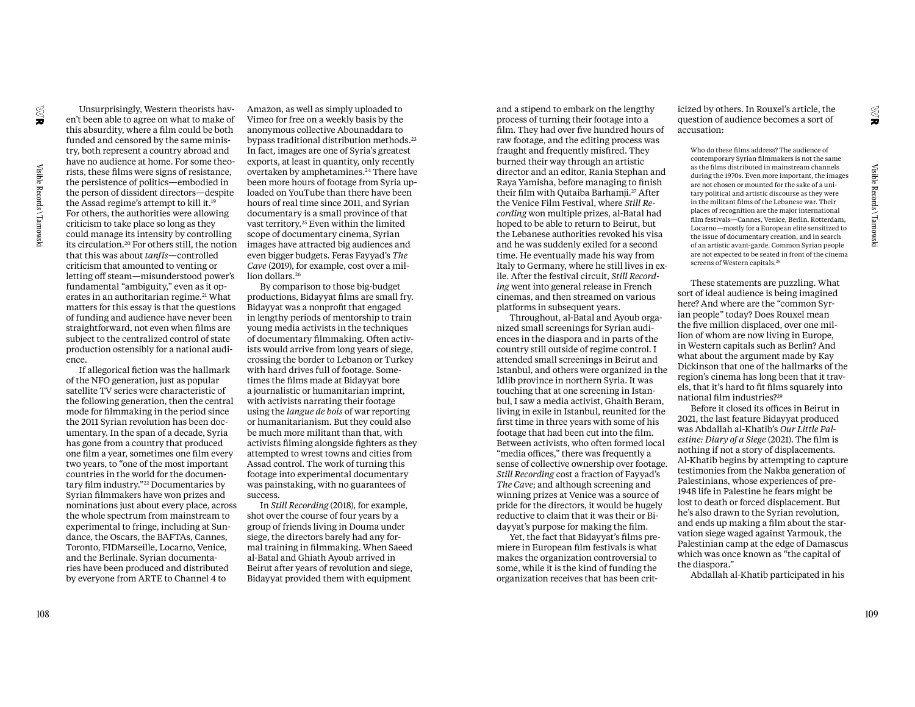Unsurprisingly, Western theorists haven't been able to agree on what to make of this absurdity, where a film could be both funded and censored by the same ministry, both represent a country abroad and have no audience at home. For some theorists, these films were signs of resistance, the persistence of politics—embodied in the person of dissident directors—despite the Assad regime's attempt to kill it.[19] For others, the authorities were allowing criticism to take place so long as they could manage its intensity by controlling its circulation.[20] For others still, the notion that this was about *tanfīs*—controlled criticism that amounted to venting or letting off steam—misunderstood power's fundamental "ambiguity," even as it operates in an authoritarian regime.[21] What matters for this essay is that the questions of funding and audience have never been straightforward, not even when films are subject to the centralized control of state production ostensibly for a national audience.

If allegorical fiction was the hallmark of the NFO generation, just as popular satellite TV series were characteristic of the following generation, then the central mode for filmmaking in the period since the 2011 Syrian revolution has been documentary. In the span of a decade, Syria has gone from a country that produced one film a year, sometimes one film every two years, to "one of the most important countries in the world for the documentary film industry."[22] Documentaries by Syrian filmmakers have won prizes and nominations just about every place, across the whole spectrum from mainstream to experimental to fringe, including at Sundance, the Oscars, the BAFTAs, Cannes, Toronto, FIDMarseille, Locarno, Venice, and the Berlinale. Syrian documentaries have been produced and distributed by everyone from ARTE to Channel 4 to Amazon, as well as simply uploaded to Vimeo for free on a weekly basis by the anonymous collective Abounaddara to bypass traditional distribution methods.[23] In fact, images are one of Syria's greatest exports, at least in quantity, only recently overtaken by amphetamines.[24] There have been more hours of footage from Syria uploaded on YouTube than there have been hours of real time since 2011, and Syrian documentary is a small province of that vast territory.[25] Even within the limited scope of documentary cinema, Syrian images have attracted big audiences and even bigger budgets. Feras Fayyad's *The Cave* (2019), for example, cost over a million dollars.[26]

By comparison to those big-budget productions, Bidayyat films are small fry. Bidayyat was a nonprofit that engaged in lengthy periods of mentorship to train young media activists in the techniques of documentary filmmaking. Often activists would arrive from long years of siege, crossing the border to Lebanon or Turkey with hard drives full of footage. Sometimes the films made at Bidayyat bore a journalistic or humanitarian imprint, with activists narrating their footage using the *langue de bois* of war reporting or humanitarianism. But they could also be much more militant than that, with activists filming alongside fighters as they attempted to wrest towns and cities from Assad control. The work of turning this footage into experimental documentary was painstaking, with no guarantees of success.

In *Still Recording* (2018), for example, shot over the course of four years by a group of friends living in Douma under siege, the directors barely had any formal training in filmmaking. When Saeed al-Batal and Ghiath Ayoub arrived in Beirut after years of revolution and siege, Bidayyat provided them with equipment and a stipend to embark on the lengthy process of turning their footage into a film. They had over five hundred hours of raw footage, and the editing process was fraught and frequently misfired. They burned their way through an artistic director and an editor, Rania Stephan and Raya Yamisha, before managing to finish their film with Qutaiba Barhamji.[27] After the Venice Film Festival, where *Still Recording* won multiple prizes, al-Batal had hoped to be able to return to Beirut, but the Lebanese authorities revoked his visa and he was suddenly exiled for a second time. He eventually made his way from Italy to Germany, where he still lives in exile. After the festival circuit, *Still Recording* went into general release in French cinemas, and then streamed on various platforms in subsequent years.

Throughout, al-Batal and Ayoub organized small screenings for Syrian audiences in the diaspora and in parts of the country still outside of regime control. I attended small screenings in Beirut and Istanbul, and others were organized in the Idlib province in northern Syria. It was touching that at one screening in Istanbul, I saw a media activist, Ghaith Beram, living in exile in Istanbul, reunited for the first time in three years with some of his footage that had been cut into the film. Between activists, who often formed local "media offices," there was frequently a sense of collective ownership over footage. *Still Recording* cost a fraction of Fayyad's *The Cave*; and although screening and winning prizes at Venice was a source of pride for the directors, it would be hugely reductive to claim that it was their or Bidayyat's purpose for making the film.

Yet, the fact that Bidayyat's films premiere in European film festivals is what makes the organization controversial to some, while it is the kind of funding the organization receives that has been criticized by others. In Rouxel's article, the question of audience becomes a sort of accusation:

> Who do these films address? The audience of contemporary Syrian filmmakers is not the same as the films distributed in mainstream channels during the 1970s. Even more important, the images are not chosen or mounted for the sake of a unitary political and artistic discourse as they were in the militant films of the Lebanese war. Their places of recognition are the major international film festivals—Cannes, Venice, Berlin, Rotterdam, Locarno—mostly for a European elite sensitized to the issue of documentary creation, and in search of an artistic avant-garde. Common Syrian people are not expected to be seated in front of the cinema screens of Western capitals.[28]

These statements are puzzling. What sort of ideal audience is being imagined here? And where are the "common Syrian people" today? Does Rouxel mean the five million displaced, over one million of whom are now living in Europe, in Western capitals such as Berlin? And what about the argument made by Kay Dickinson that one of the hallmarks of the region's cinema has long been that it travels, that it's hard to fit films squarely into national film industries?[29]

Before it closed its offices in Beirut in 2021, the last feature Bidayyat produced was Abdallah al-Khatib's *Our Little Palestine: Diary of a Siege* (2021). The film is nothing if not a story of displacements. Al-Khatib begins by attempting to capture testimonies from the Nakba generation of Palestinians, whose experiences of pre-1948 life in Palestine he fears might be lost to death or forced displacement. But he's also drawn to the Syrian revolution, and ends up making a film about the starvation siege waged against Yarmouk, the Palestinian camp at the edge of Damascus which was once known as "the capital of the diaspora."

Abdallah al-Khatib participated in his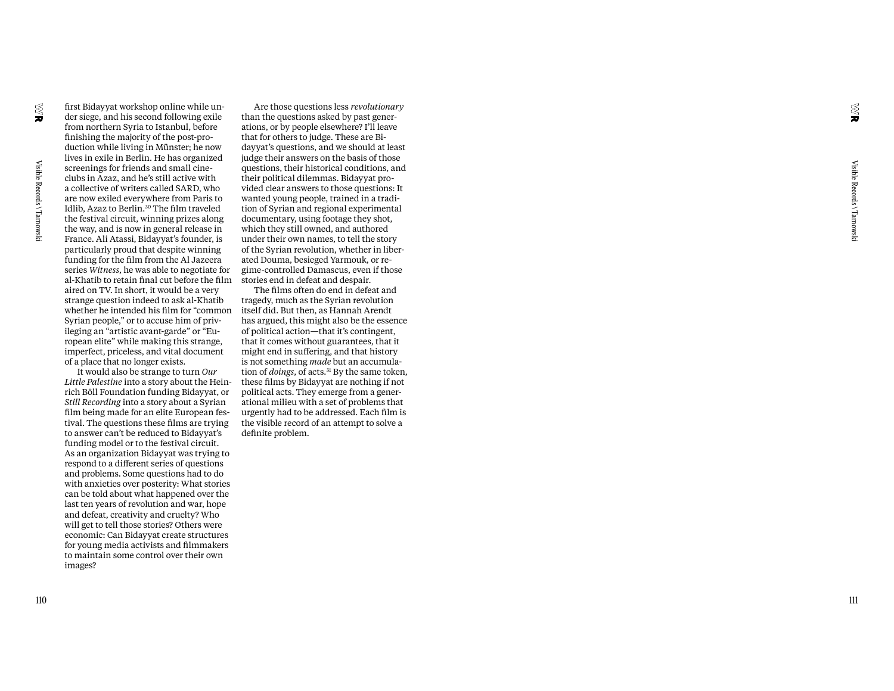first Bidayyat workshop online while under siege, and his second following exile from northern Syria to Istanbul, before finishing the majority of the post-production while living in Münster; he now lives in exile in Berlin. He has organized screenings for friends and small cine-clubs in Azaz, and he's still active with a collective of writers called SARD, who are now exiled everywhere from Paris to Idlib, Azaz to Berlin.[30] The film traveled the festival circuit, winning prizes along the way, and is now in general release in France. Ali Atassi, Bidayyat's founder, is particularly proud that despite winning funding for the film from the Al Jazeera series *Witness*, he was able to negotiate for al-Khatib to retain final cut before the film aired on TV. In short, it would be a very strange question indeed to ask al-Khatib whether he intended his film for "common Syrian people," or to accuse him of privileging an "artistic avant-garde" or "European elite" while making this strange, imperfect, priceless, and vital document of a place that no longer exists.

It would also be strange to turn *Our Little Palestine* into a story about the Heinrich Böll Foundation funding Bidayyat, or *Still Recording* into a story about a Syrian film being made for an elite European festival. The questions these films are trying to answer can't be reduced to Bidayyat's funding model or to the festival circuit. As an organization Bidayyat was trying to respond to a different series of questions and problems. Some questions had to do with anxieties over posterity: What stories can be told about what happened over the last ten years of revolution and war, hope and defeat, creativity and cruelty? Who will get to tell those stories? Others were economic: Can Bidayyat create structures for young media activists and filmmakers to maintain some control over their own images?

Are those questions less *revolutionary* than the questions asked by past generations, or by people elsewhere? I'll leave that for others to judge. These are Bidayyat's questions, and we should at least judge their answers on the basis of those questions, their historical conditions, and their political dilemmas. Bidayyat provided clear answers to those questions: It wanted young people, trained in a tradition of Syrian and regional experimental documentary, using footage they shot, which they still owned, and authored under their own names, to tell the story of the Syrian revolution, whether in liberated Douma, besieged Yarmouk, or regime-controlled Damascus, even if those stories end in defeat and despair.

The films often do end in defeat and tragedy, much as the Syrian revolution itself did. But then, as Hannah Arendt has argued, this might also be the essence of political action—that it's contingent, that it comes without guarantees, that it might end in suffering, and that history is not something *made* but an accumulation of *doings*, of acts.[31] By the same token, these films by Bidayyat are nothing if not political acts. They emerge from a generational milieu with a set of problems that urgently had to be addressed. Each film is the visible record of an attempt to solve a definite problem.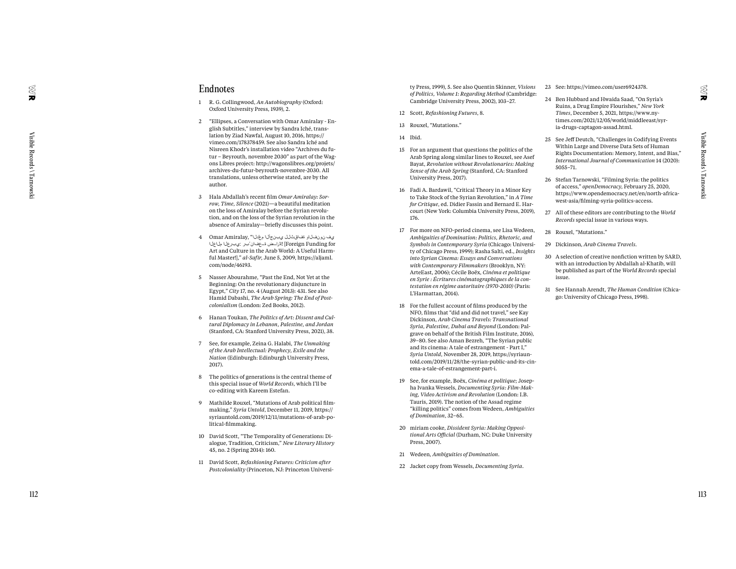# Endnotes

1 R. G. Collingwood, *An Autobiography* (Oxford: Oxford University Press, 1939), 2.

2 "Ellipses, a Conversation with Omar Amiralay - English Subtitles," interview by Sandra Iché, translation by Ziad Nawfal, August 10, 2016, https://vimeo.com/178378459. See also Sandra Iché and Nisreen Khodr's installation video "Archives du futur – Beyrouth, novembre 2030" as part of the Wagons Libres project: http://wagonslibres.org/projets/archives-du-futur-beyrouth-novembre-2030. All translations, unless otherwise stated, are by the author.

3 Hala Abdallah's recent film *Omar Amiralay: Sorrow, Time, Silence* (2021)—a beautiful meditation on the loss of Amiralay before the Syrian revolution, and on the loss of the Syrian revolution in the absence of Amiralay—briefly discusses this point.

4 Omar Amiralay, "الدعم الأجنبي للثقافة والفنون في العالم العربي: سيد نافع ضار!" [Foreign Funding for Art and Culture in the Arab World: A Useful Harmful Master!]," *al-Safir*, June 5, 2009, https://aljaml.com/node/46193.

5 Nasser Abourahme, "Past the End, Not Yet at the Beginning: On the revolutionary disjuncture in Egypt," *City* 17, no. 4 (August 2013): 431. See also Hamid Dabashi, *The Arab Spring: The End of Postcolonialism* (London: Zed Books, 2012).

6 Hanan Toukan, *The Politics of Art: Dissent and Cultural Diplomacy in Lebanon, Palestine, and Jordan* (Stanford, CA: Stanford University Press, 2021), 38.

7 See, for example, Zeina G. Halabi, *The Unmaking of the Arab Intellectual: Prophecy, Exile and the Nation* (Edinburgh: Edinburgh University Press, 2017).

8 The politics of generations is the central theme of this special issue of *World Records*, which I'll be co-editing with Kareem Estefan.

9 Mathilde Rouxel, "Mutations of Arab political filmmaking," *Syria Untold*, December 11, 2019, https://syriauntold.com/2019/12/11/mutations-of-arab-political-filmmaking.

10 David Scott, "The Temporality of Generations: Dialogue, Tradition, Criticism," *New Literary History* 45, no. 2 (Spring 2014): 160.

11 David Scott, *Refashioning Futures: Criticism after Postcoloniality* (Princeton, NJ: Princeton University Press, 1999), 5. See also Quentin Skinner, *Visions of Politics, Volume 1: Regarding Method* (Cambridge: Cambridge University Press, 2002), 103–27.

12 Scott, *Refashioning Futures*, 8.

13 Rouxel, "Mutations."

14 Ibid.

15 For an argument that questions the politics of the Arab Spring along similar lines to Rouxel, see Asef Bayat, *Revolution without Revolutionaries: Making Sense of the Arab Spring* (Stanford, CA: Stanford University Press, 2017).

16 Fadi A. Bardawil, "Critical Theory in a Minor Key to Take Stock of the Syrian Revolution," in *A Time for Critique*, ed. Didier Fassin and Bernard E. Harcourt (New York: Columbia University Press, 2019), 176.

17 For more on NFO-period cinema, see Lisa Wedeen, *Ambiguities of Domination: Politics, Rhetoric, and Symbols in Contemporary Syria* (Chicago: University of Chicago Press, 1999); Rasha Salti, ed., *Insights into Syrian Cinema: Essays and Conversations with Contemporary Filmmakers* (Brooklyn, NY: ArteEast, 2006); Cécile Boëx, *Cinéma et politique en Syrie : Écritures cinématographiques de la contestation en régime autoritaire (1970-2010)* (Paris: L'Harmattan, 2014).

18 For the fullest account of films produced by the NFO, films that "did and did not travel," see Kay Dickinson, *Arab Cinema Travels: Transnational Syria, Palestine, Dubai and Beyond* (London: Palgrave on behalf of the British Film Institute, 2016), 37–80. See also Aman Bezreh, "The Syrian public and its cinema: A tale of estrangement - Part I," *Syria Untold*, November 28, 2019, https://syriauntold.com/2019/11/28/the-syrian-public-and-its-cinema-a-tale-of-estrangement-part-i.

19 See, for example, Boëx, *Cinéma et politique*; Josepha Ivanka Wessels, *Documenting Syria: Film-Making, Video Activism and Revolution* (London: I.B. Tauris, 2019). The notion of the Assad regime "killing politics" comes from Wedeen, *Ambiguities of Domination*, 32–65.

20 miriam cooke, *Dissident Syria: Making Oppositional Arts Official* (Durham, NC: Duke University Press, 2007).

21 Wedeen, *Ambiguities of Domination*.

22 Jacket copy from Wessels, *Documenting Syria*.

23 See: https://vimeo.com/user6924378.

24 Ben Hubbard and Hwaida Saad, "On Syria's Ruins, a Drug Empire Flourishes," *New York Times*, December 5, 2021, https://www.nytimes.com/2021/12/05/world/middleeast/syria-drugs-captagon-assad.html.

25 See Jeff Deutch, "Challenges in Codifying Events Within Large and Diverse Data Sets of Human Rights Documentation: Memory, Intent, and Bias," *International Journal of Communication* 14 (2020): 5055–71.

26 Stefan Tarnowski, "Filming Syria: the politics of access," *openDemocracy*, February 25, 2020, https://www.opendemocracy.net/en/north-africa-west-asia/filming-syria-politics-access.

27 All of these editors are contributing to the *World Records* special issue in various ways.

28 Rouxel, "Mutations."

29 Dickinson, *Arab Cinema Travels*.

30 A selection of creative nonfiction written by SARD, with an introduction by Abdallah al-Khatib, will be published as part of the *World Records* special issue.

31 See Hannah Arendt, *The Human Condition* (Chicago: University of Chicago Press, 1998).